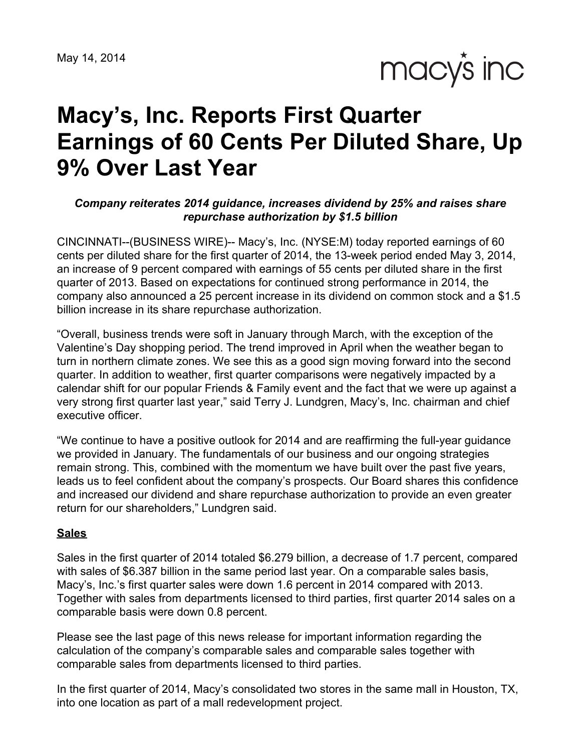May 14, 2014

macy's inc

# Macy's, Inc. Reports First Quarter Earnings of 60 Cents Per Diluted Share, Up 9% Over Last Year

***Company reiterates 2014 guidance, increases dividend by 25% and raises share repurchase authorization by $1.5 billion***

CINCINNATI--(BUSINESS WIRE)-- Macy's, Inc. (NYSE:M) today reported earnings of 60 cents per diluted share for the first quarter of 2014, the 13-week period ended May 3, 2014, an increase of 9 percent compared with earnings of 55 cents per diluted share in the first quarter of 2013. Based on expectations for continued strong performance in 2014, the company also announced a 25 percent increase in its dividend on common stock and a $1.5 billion increase in its share repurchase authorization.

"Overall, business trends were soft in January through March, with the exception of the Valentine's Day shopping period. The trend improved in April when the weather began to turn in northern climate zones. We see this as a good sign moving forward into the second quarter. In addition to weather, first quarter comparisons were negatively impacted by a calendar shift for our popular Friends & Family event and the fact that we were up against a very strong first quarter last year," said Terry J. Lundgren, Macy's, Inc. chairman and chief executive officer.

"We continue to have a positive outlook for 2014 and are reaffirming the full-year guidance we provided in January. The fundamentals of our business and our ongoing strategies remain strong. This, combined with the momentum we have built over the past five years, leads us to feel confident about the company's prospects. Our Board shares this confidence and increased our dividend and share repurchase authorization to provide an even greater return for our shareholders," Lundgren said.

## Sales

Sales in the first quarter of 2014 totaled $6.279 billion, a decrease of 1.7 percent, compared with sales of $6.387 billion in the same period last year. On a comparable sales basis, Macy's, Inc.'s first quarter sales were down 1.6 percent in 2014 compared with 2013. Together with sales from departments licensed to third parties, first quarter 2014 sales on a comparable basis were down 0.8 percent.

Please see the last page of this news release for important information regarding the calculation of the company's comparable sales and comparable sales together with comparable sales from departments licensed to third parties.

In the first quarter of 2014, Macy's consolidated two stores in the same mall in Houston, TX, into one location as part of a mall redevelopment project.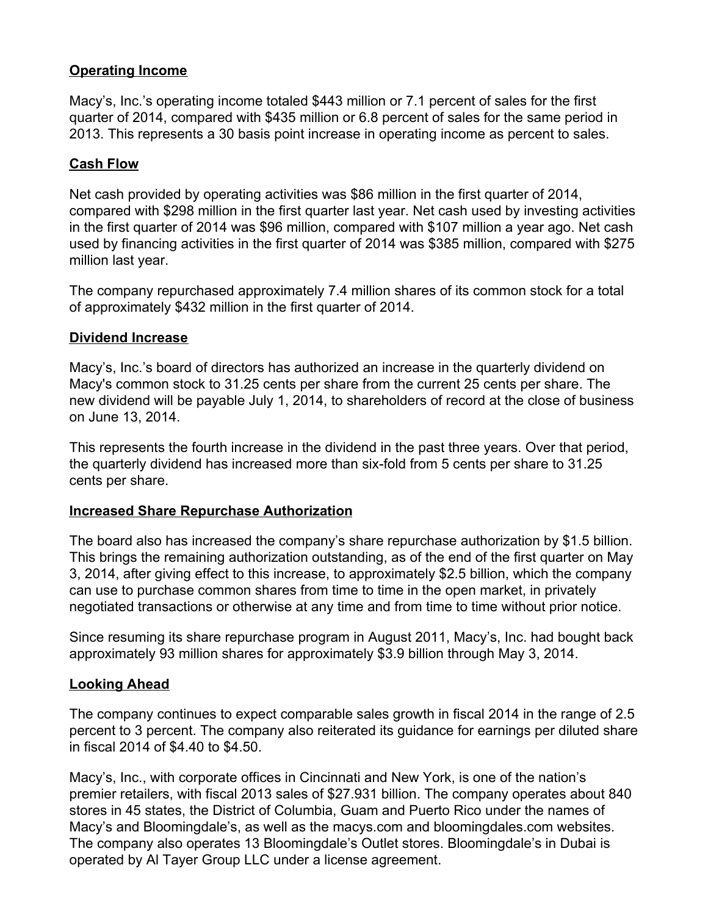## Operating Income

Macy's, Inc.'s operating income totaled $443 million or 7.1 percent of sales for the first quarter of 2014, compared with $435 million or 6.8 percent of sales for the same period in 2013. This represents a 30 basis point increase in operating income as percent to sales.

## Cash Flow

Net cash provided by operating activities was $86 million in the first quarter of 2014, compared with $298 million in the first quarter last year. Net cash used by investing activities in the first quarter of 2014 was $96 million, compared with $107 million a year ago. Net cash used by financing activities in the first quarter of 2014 was $385 million, compared with $275 million last year.

The company repurchased approximately 7.4 million shares of its common stock for a total of approximately $432 million in the first quarter of 2014.

## Dividend Increase

Macy's, Inc.'s board of directors has authorized an increase in the quarterly dividend on Macy's common stock to 31.25 cents per share from the current 25 cents per share. The new dividend will be payable July 1, 2014, to shareholders of record at the close of business on June 13, 2014.

This represents the fourth increase in the dividend in the past three years. Over that period, the quarterly dividend has increased more than six-fold from 5 cents per share to 31.25 cents per share.

## Increased Share Repurchase Authorization

The board also has increased the company's share repurchase authorization by $1.5 billion. This brings the remaining authorization outstanding, as of the end of the first quarter on May 3, 2014, after giving effect to this increase, to approximately $2.5 billion, which the company can use to purchase common shares from time to time in the open market, in privately negotiated transactions or otherwise at any time and from time to time without prior notice.

Since resuming its share repurchase program in August 2011, Macy's, Inc. had bought back approximately 93 million shares for approximately $3.9 billion through May 3, 2014.

## Looking Ahead

The company continues to expect comparable sales growth in fiscal 2014 in the range of 2.5 percent to 3 percent. The company also reiterated its guidance for earnings per diluted share in fiscal 2014 of $4.40 to $4.50.

Macy's, Inc., with corporate offices in Cincinnati and New York, is one of the nation's premier retailers, with fiscal 2013 sales of $27.931 billion. The company operates about 840 stores in 45 states, the District of Columbia, Guam and Puerto Rico under the names of Macy's and Bloomingdale's, as well as the macys.com and bloomingdales.com websites. The company also operates 13 Bloomingdale's Outlet stores. Bloomingdale's in Dubai is operated by Al Tayer Group LLC under a license agreement.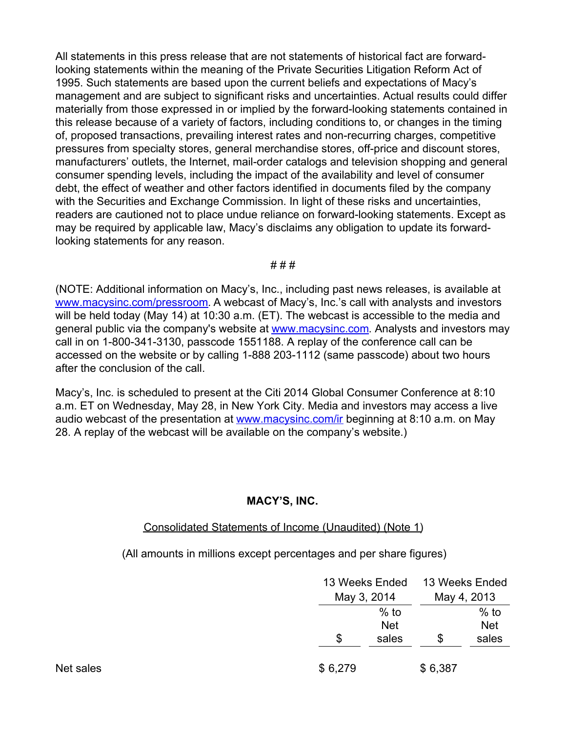All statements in this press release that are not statements of historical fact are forward-looking statements within the meaning of the Private Securities Litigation Reform Act of 1995. Such statements are based upon the current beliefs and expectations of Macy's management and are subject to significant risks and uncertainties. Actual results could differ materially from those expressed in or implied by the forward-looking statements contained in this release because of a variety of factors, including conditions to, or changes in the timing of, proposed transactions, prevailing interest rates and non-recurring charges, competitive pressures from specialty stores, general merchandise stores, off-price and discount stores, manufacturers' outlets, the Internet, mail-order catalogs and television shopping and general consumer spending levels, including the impact of the availability and level of consumer debt, the effect of weather and other factors identified in documents filed by the company with the Securities and Exchange Commission. In light of these risks and uncertainties, readers are cautioned not to place undue reliance on forward-looking statements. Except as may be required by applicable law, Macy's disclaims any obligation to update its forward-looking statements for any reason.

# # #

(NOTE: Additional information on Macy's, Inc., including past news releases, is available at www.macysinc.com/pressroom. A webcast of Macy's, Inc.'s call with analysts and investors will be held today (May 14) at 10:30 a.m. (ET). The webcast is accessible to the media and general public via the company's website at www.macysinc.com. Analysts and investors may call in on 1-800-341-3130, passcode 1551188. A replay of the conference call can be accessed on the website or by calling 1-888 203-1112 (same passcode) about two hours after the conclusion of the call.

Macy's, Inc. is scheduled to present at the Citi 2014 Global Consumer Conference at 8:10 a.m. ET on Wednesday, May 28, in New York City. Media and investors may access a live audio webcast of the presentation at www.macysinc.com/ir beginning at 8:10 a.m. on May 28. A replay of the webcast will be available on the company's website.)

**MACY'S, INC.**

Consolidated Statements of Income (Unaudited) (Note 1)

(All amounts in millions except percentages and per share figures)

| | 13 Weeks Ended May 3, 2014 | | 13 Weeks Ended May 4, 2013 | |
|---|---|---|---|---|
| | $ | % to Net sales | $ | % to Net sales |
| Net sales | $ 6,279 | | $ 6,387 | |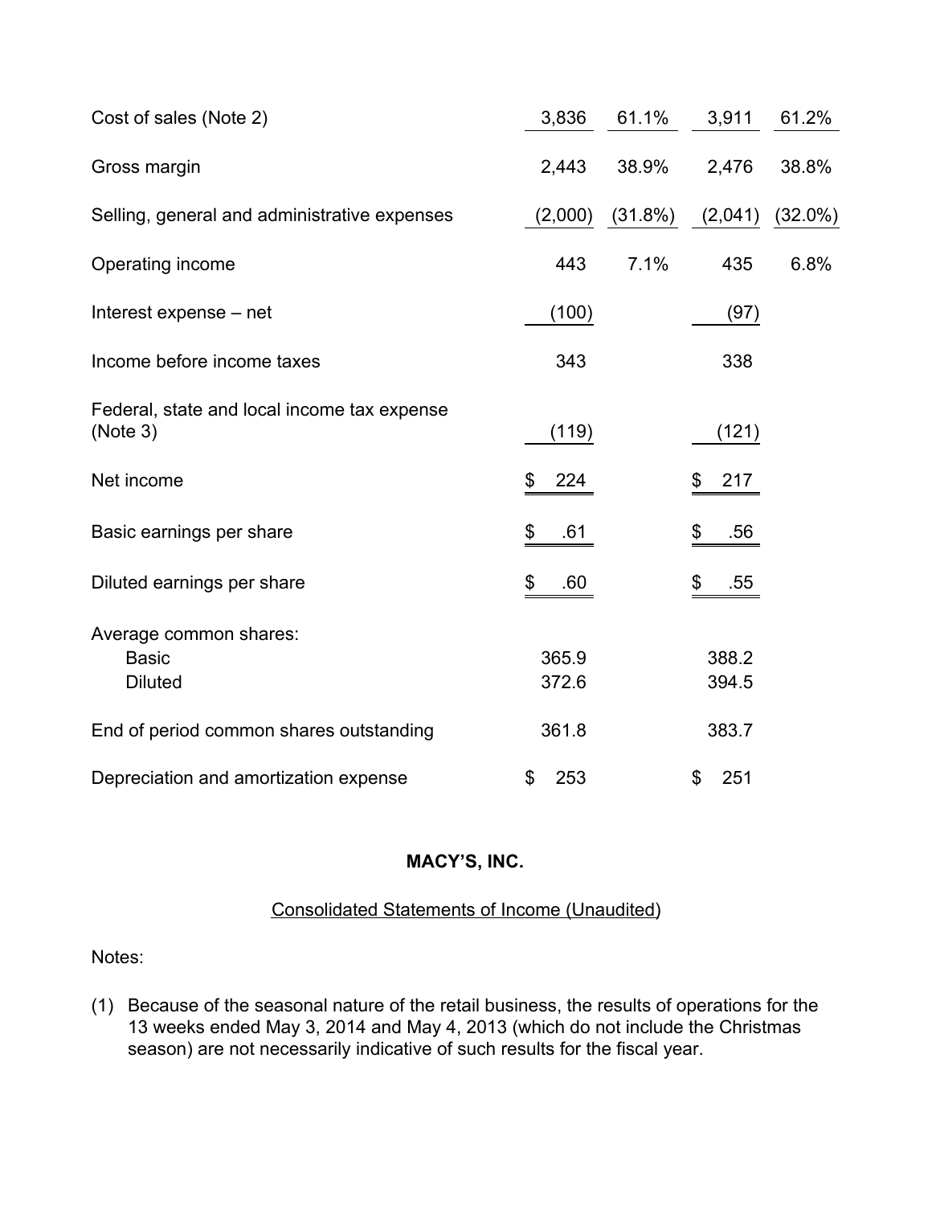| | | | | |
|---|---|---|---|---|
| Cost of sales (Note 2) | 3,836 | 61.1% | 3,911 | 61.2% |
| Gross margin | 2,443 | 38.9% | 2,476 | 38.8% |
| Selling, general and administrative expenses | (2,000) | (31.8%) | (2,041) | (32.0%) |
| Operating income | 443 | 7.1% | 435 | 6.8% |
| Interest expense – net | (100) | | (97) | |
| Income before income taxes | 343 | | 338 | |
| Federal, state and local income tax expense (Note 3) | (119) | | (121) | |
| Net income | $ 224 | | $ 217 | |
| Basic earnings per share | $ .61 | | $ .56 | |
| Diluted earnings per share | $ .60 | | $ .55 | |
| Average common shares: | | | | |
| Basic | 365.9 | | 388.2 | |
| Diluted | 372.6 | | 394.5 | |
| End of period common shares outstanding | 361.8 | | 383.7 | |
| Depreciation and amortization expense | $ 253 | | $ 251 | |

**MACY'S, INC.**

Consolidated Statements of Income (Unaudited)

Notes:

(1) Because of the seasonal nature of the retail business, the results of operations for the 13 weeks ended May 3, 2014 and May 4, 2013 (which do not include the Christmas season) are not necessarily indicative of such results for the fiscal year.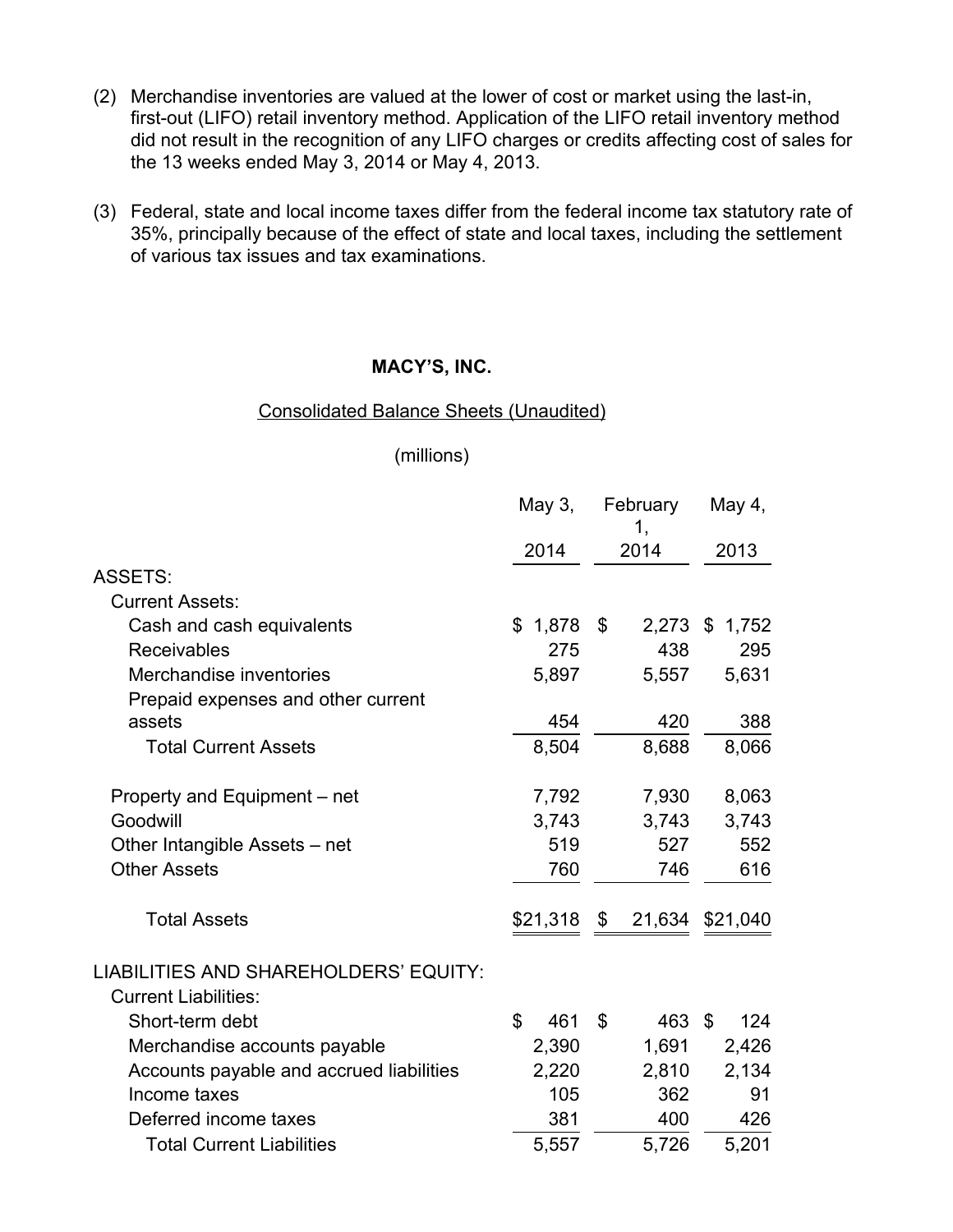(2) Merchandise inventories are valued at the lower of cost or market using the last-in, first-out (LIFO) retail inventory method. Application of the LIFO retail inventory method did not result in the recognition of any LIFO charges or credits affecting cost of sales for the 13 weeks ended May 3, 2014 or May 4, 2013.

(3) Federal, state and local income taxes differ from the federal income tax statutory rate of 35%, principally because of the effect of state and local taxes, including the settlement of various tax issues and tax examinations.

**MACY'S, INC.**

Consolidated Balance Sheets (Unaudited)

(millions)

| | May 3, 2014 | February 1, 2014 | May 4, 2013 |
|---|---|---|---|
| ASSETS: | | | |
| Current Assets: | | | |
| Cash and cash equivalents | $ 1,878 | $ 2,273 | $ 1,752 |
| Receivables | 275 | 438 | 295 |
| Merchandise inventories | 5,897 | 5,557 | 5,631 |
| Prepaid expenses and other current assets | 454 | 420 | 388 |
| Total Current Assets | 8,504 | 8,688 | 8,066 |
| Property and Equipment – net | 7,792 | 7,930 | 8,063 |
| Goodwill | 3,743 | 3,743 | 3,743 |
| Other Intangible Assets – net | 519 | 527 | 552 |
| Other Assets | 760 | 746 | 616 |
| Total Assets | $21,318 | $ 21,634 | $21,040 |
| LIABILITIES AND SHAREHOLDERS' EQUITY: | | | |
| Current Liabilities: | | | |
| Short-term debt | $ 461 | $ 463 | $ 124 |
| Merchandise accounts payable | 2,390 | 1,691 | 2,426 |
| Accounts payable and accrued liabilities | 2,220 | 2,810 | 2,134 |
| Income taxes | 105 | 362 | 91 |
| Deferred income taxes | 381 | 400 | 426 |
| Total Current Liabilities | 5,557 | 5,726 | 5,201 |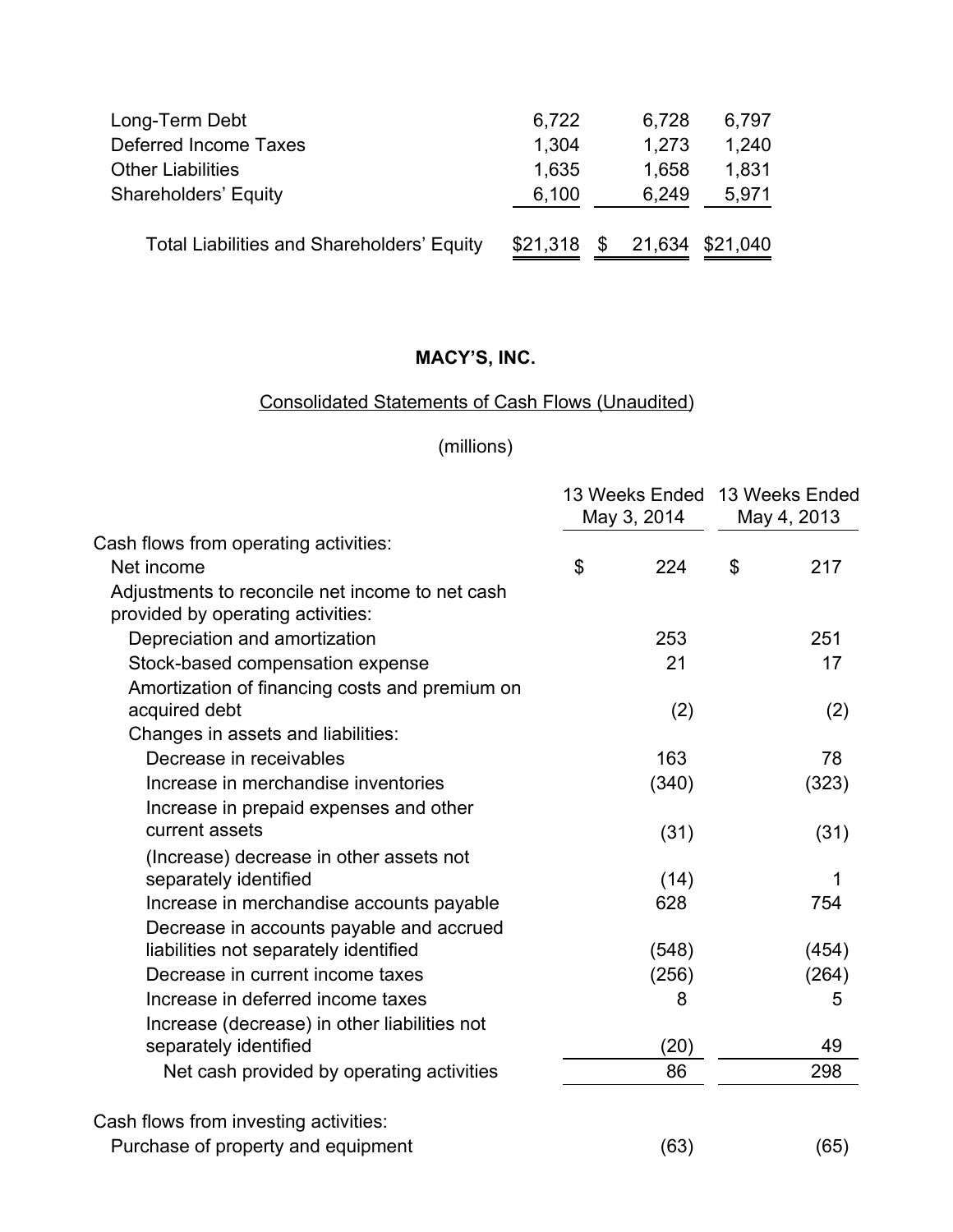| | | | |
|---|---|---|---|
| Long-Term Debt | 6,722 | 6,728 | 6,797 |
| Deferred Income Taxes | 1,304 | 1,273 | 1,240 |
| Other Liabilities | 1,635 | 1,658 | 1,831 |
| Shareholders' Equity | 6,100 | 6,249 | 5,971 |
| Total Liabilities and Shareholders' Equity | $21,318 | $ 21,634 | $21,040 |

**MACY'S, INC.**

Consolidated Statements of Cash Flows (Unaudited)

(millions)

| | 13 Weeks Ended May 3, 2014 | 13 Weeks Ended May 4, 2013 |
|---|---|---|
| Cash flows from operating activities: | | |
| Net income | $ 224 | $ 217 |
| Adjustments to reconcile net income to net cash provided by operating activities: | | |
| Depreciation and amortization | 253 | 251 |
| Stock-based compensation expense | 21 | 17 |
| Amortization of financing costs and premium on acquired debt | (2) | (2) |
| Changes in assets and liabilities: | | |
| Decrease in receivables | 163 | 78 |
| Increase in merchandise inventories | (340) | (323) |
| Increase in prepaid expenses and other current assets | (31) | (31) |
| (Increase) decrease in other assets not separately identified | (14) | 1 |
| Increase in merchandise accounts payable | 628 | 754 |
| Decrease in accounts payable and accrued liabilities not separately identified | (548) | (454) |
| Decrease in current income taxes | (256) | (264) |
| Increase in deferred income taxes | 8 | 5 |
| Increase (decrease) in other liabilities not separately identified | (20) | 49 |
| Net cash provided by operating activities | 86 | 298 |
| Cash flows from investing activities: | | |
| Purchase of property and equipment | (63) | (65) |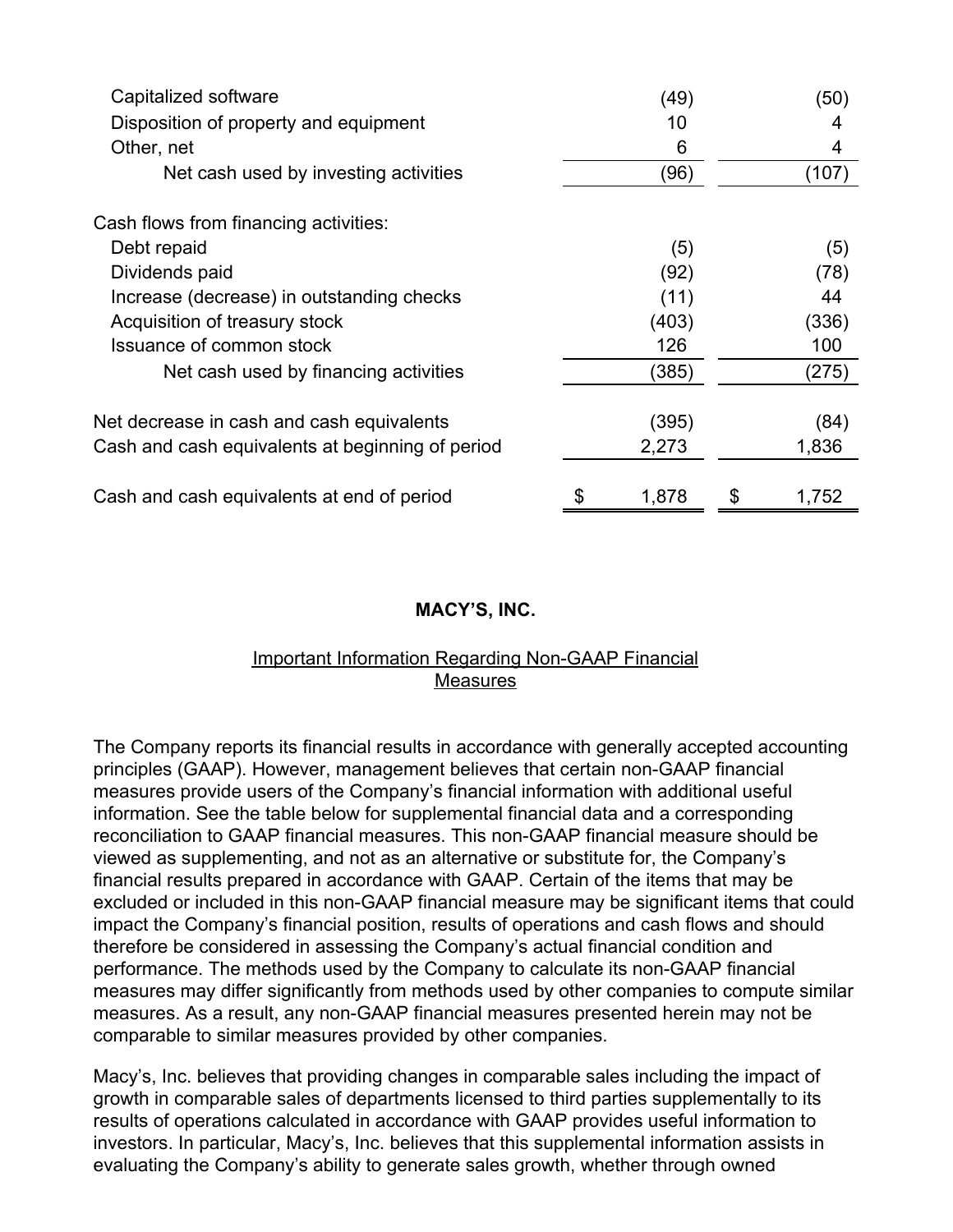| | | |
|---|---|---|
| Capitalized software | (49) | (50) |
| Disposition of property and equipment | 10 | 4 |
| Other, net | 6 | 4 |
| Net cash used by investing activities | (96) | (107) |
| | | |
| Cash flows from financing activities: | | |
| Debt repaid | (5) | (5) |
| Dividends paid | (92) | (78) |
| Increase (decrease) in outstanding checks | (11) | 44 |
| Acquisition of treasury stock | (403) | (336) |
| Issuance of common stock | 126 | 100 |
| Net cash used by financing activities | (385) | (275) |
| | | |
| Net decrease in cash and cash equivalents | (395) | (84) |
| Cash and cash equivalents at beginning of period | 2,273 | 1,836 |
| | | |
| Cash and cash equivalents at end of period | $ 1,878 | $ 1,752 |

**MACY'S, INC.**

Important Information Regarding Non-GAAP Financial Measures

The Company reports its financial results in accordance with generally accepted accounting principles (GAAP). However, management believes that certain non-GAAP financial measures provide users of the Company's financial information with additional useful information. See the table below for supplemental financial data and a corresponding reconciliation to GAAP financial measures. This non-GAAP financial measure should be viewed as supplementing, and not as an alternative or substitute for, the Company's financial results prepared in accordance with GAAP. Certain of the items that may be excluded or included in this non-GAAP financial measure may be significant items that could impact the Company's financial position, results of operations and cash flows and should therefore be considered in assessing the Company's actual financial condition and performance. The methods used by the Company to calculate its non-GAAP financial measures may differ significantly from methods used by other companies to compute similar measures. As a result, any non-GAAP financial measures presented herein may not be comparable to similar measures provided by other companies.

Macy's, Inc. believes that providing changes in comparable sales including the impact of growth in comparable sales of departments licensed to third parties supplementally to its results of operations calculated in accordance with GAAP provides useful information to investors. In particular, Macy's, Inc. believes that this supplemental information assists in evaluating the Company's ability to generate sales growth, whether through owned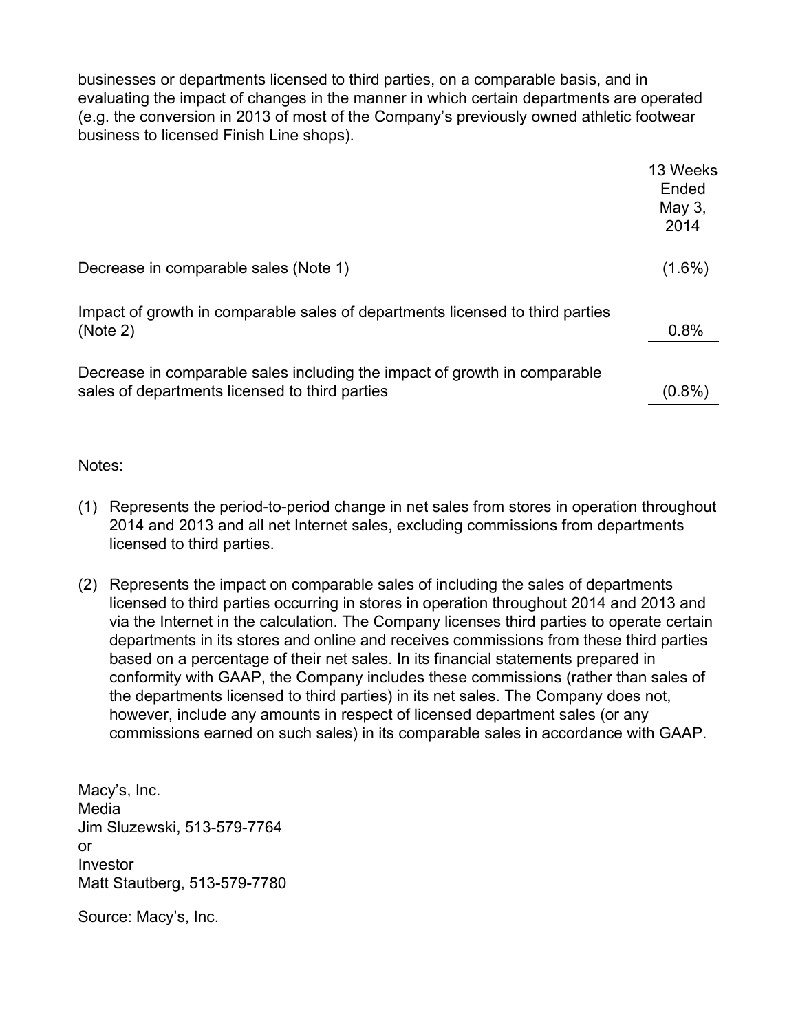businesses or departments licensed to third parties, on a comparable basis, and in evaluating the impact of changes in the manner in which certain departments are operated (e.g. the conversion in 2013 of most of the Company's previously owned athletic footwear business to licensed Finish Line shops).

| | 13 Weeks Ended May 3, 2014 |
|---|---|
| Decrease in comparable sales (Note 1) | (1.6%) |
| Impact of growth in comparable sales of departments licensed to third parties (Note 2) | 0.8% |
| Decrease in comparable sales including the impact of growth in comparable sales of departments licensed to third parties | (0.8%) |

Notes:

(1) Represents the period-to-period change in net sales from stores in operation throughout 2014 and 2013 and all net Internet sales, excluding commissions from departments licensed to third parties.

(2) Represents the impact on comparable sales of including the sales of departments licensed to third parties occurring in stores in operation throughout 2014 and 2013 and via the Internet in the calculation. The Company licenses third parties to operate certain departments in its stores and online and receives commissions from these third parties based on a percentage of their net sales. In its financial statements prepared in conformity with GAAP, the Company includes these commissions (rather than sales of the departments licensed to third parties) in its net sales. The Company does not, however, include any amounts in respect of licensed department sales (or any commissions earned on such sales) in its comparable sales in accordance with GAAP.

Macy's, Inc.
Media
Jim Sluzewski, 513-579-7764
or
Investor
Matt Stautberg, 513-579-7780

Source: Macy's, Inc.